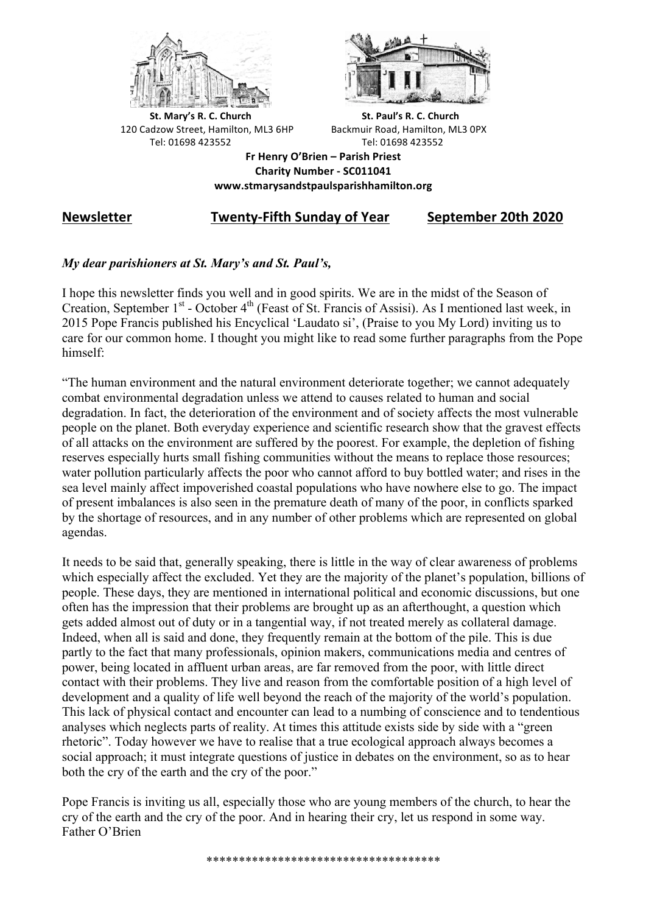**St. Mary's R. C. Church**
120 Cadzow Street, Hamilton, ML3 6HP
Tel: 01698 423552

**St. Paul's R. C. Church**
Backmuir Road, Hamilton, ML3 0PX
Tel: 01698 423552

**Fr Henry O'Brien – Parish Priest**
**Charity Number - SC011041**
**www.stmarysandstpaulsparishhamilton.org**

## <u>Newsletter</u> <u>Twenty-Fifth Sunday of Year</u> <u>September 20th 2020</u>

***My dear parishioners at St. Mary's and St. Paul's,***

I hope this newsletter finds you well and in good spirits. We are in the midst of the Season of Creation, September 1st - October 4th (Feast of St. Francis of Assisi). As I mentioned last week, in 2015 Pope Francis published his Encyclical 'Laudato si', (Praise to you My Lord) inviting us to care for our common home. I thought you might like to read some further paragraphs from the Pope himself:

"The human environment and the natural environment deteriorate together; we cannot adequately combat environmental degradation unless we attend to causes related to human and social degradation. In fact, the deterioration of the environment and of society affects the most vulnerable people on the planet. Both everyday experience and scientific research show that the gravest effects of all attacks on the environment are suffered by the poorest. For example, the depletion of fishing reserves especially hurts small fishing communities without the means to replace those resources; water pollution particularly affects the poor who cannot afford to buy bottled water; and rises in the sea level mainly affect impoverished coastal populations who have nowhere else to go. The impact of present imbalances is also seen in the premature death of many of the poor, in conflicts sparked by the shortage of resources, and in any number of other problems which are represented on global agendas.

It needs to be said that, generally speaking, there is little in the way of clear awareness of problems which especially affect the excluded. Yet they are the majority of the planet's population, billions of people. These days, they are mentioned in international political and economic discussions, but one often has the impression that their problems are brought up as an afterthought, a question which gets added almost out of duty or in a tangential way, if not treated merely as collateral damage. Indeed, when all is said and done, they frequently remain at the bottom of the pile. This is due partly to the fact that many professionals, opinion makers, communications media and centres of power, being located in affluent urban areas, are far removed from the poor, with little direct contact with their problems. They live and reason from the comfortable position of a high level of development and a quality of life well beyond the reach of the majority of the world's population. This lack of physical contact and encounter can lead to a numbing of conscience and to tendentious analyses which neglects parts of reality. At times this attitude exists side by side with a "green rhetoric". Today however we have to realise that a true ecological approach always becomes a social approach; it must integrate questions of justice in debates on the environment, so as to hear both the cry of the earth and the cry of the poor."

Pope Francis is inviting us all, especially those who are young members of the church, to hear the cry of the earth and the cry of the poor. And in hearing their cry, let us respond in some way.
Father O'Brien

************************************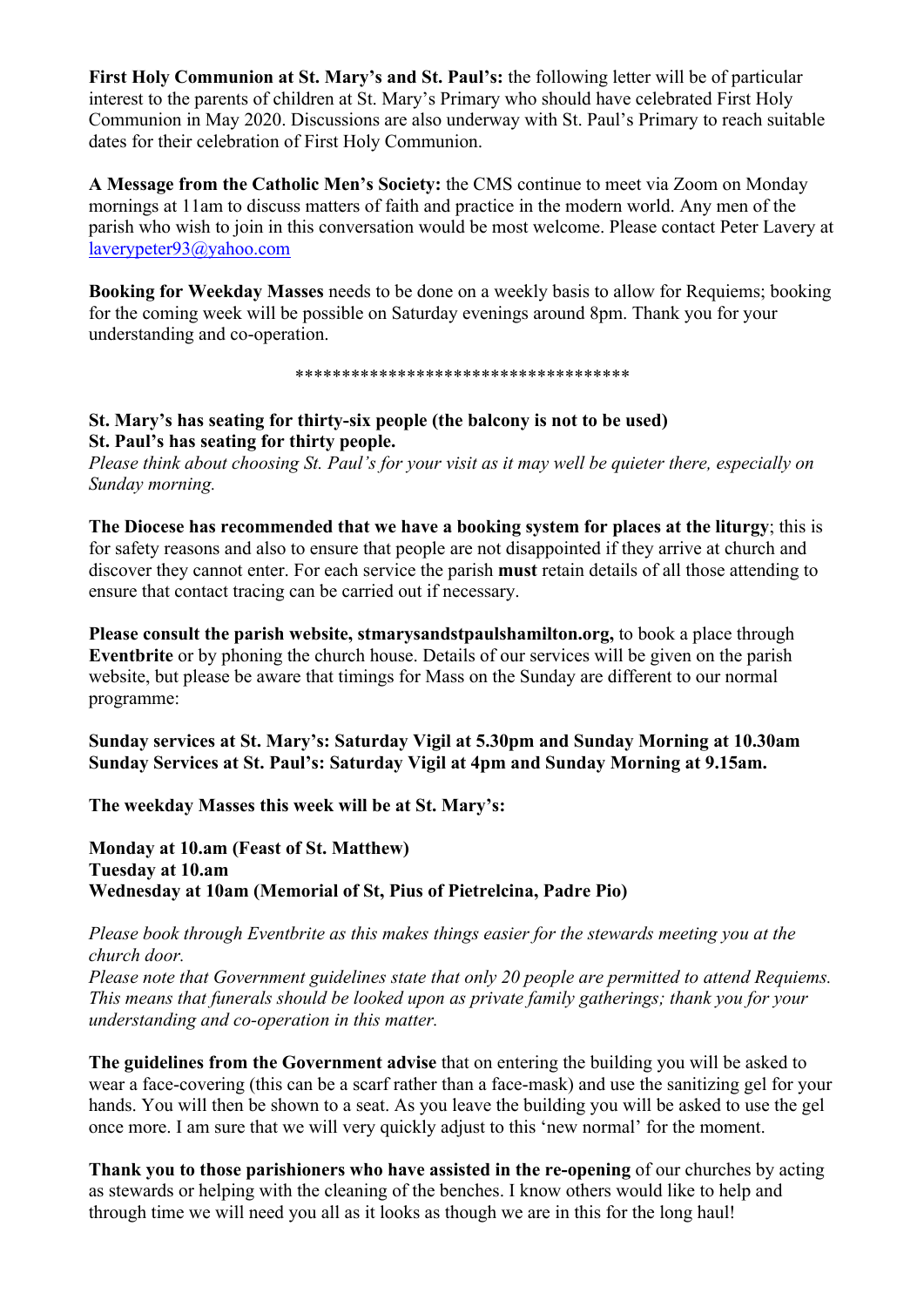**First Holy Communion at St. Mary's and St. Paul's:** the following letter will be of particular interest to the parents of children at St. Mary's Primary who should have celebrated First Holy Communion in May 2020. Discussions are also underway with St. Paul's Primary to reach suitable dates for their celebration of First Holy Communion.

**A Message from the Catholic Men's Society:** the CMS continue to meet via Zoom on Monday mornings at 11am to discuss matters of faith and practice in the modern world. Any men of the parish who wish to join in this conversation would be most welcome. Please contact Peter Lavery at laverypeter93@yahoo.com

**Booking for Weekday Masses** needs to be done on a weekly basis to allow for Requiems; booking for the coming week will be possible on Saturday evenings around 8pm. Thank you for your understanding and co-operation.

************************************

**St. Mary's has seating for thirty-six people (the balcony is not to be used)**
**St. Paul's has seating for thirty people.**
*Please think about choosing St. Paul's for your visit as it may well be quieter there, especially on Sunday morning.*

**The Diocese has recommended that we have a booking system for places at the liturgy**; this is for safety reasons and also to ensure that people are not disappointed if they arrive at church and discover they cannot enter. For each service the parish **must** retain details of all those attending to ensure that contact tracing can be carried out if necessary.

**Please consult the parish website, stmarysandstpaulshamilton.org,** to book a place through **Eventbrite** or by phoning the church house. Details of our services will be given on the parish website, but please be aware that timings for Mass on the Sunday are different to our normal programme:

**Sunday services at St. Mary's: Saturday Vigil at 5.30pm and Sunday Morning at 10.30am**
**Sunday Services at St. Paul's: Saturday Vigil at 4pm and Sunday Morning at 9.15am.**

**The weekday Masses this week will be at St. Mary's:**

**Monday at 10.am (Feast of St. Matthew)**
**Tuesday at 10.am**
**Wednesday at 10am (Memorial of St, Pius of Pietrelcina, Padre Pio)**

*Please book through Eventbrite as this makes things easier for the stewards meeting you at the church door.*
*Please note that Government guidelines state that only 20 people are permitted to attend Requiems. This means that funerals should be looked upon as private family gatherings; thank you for your understanding and co-operation in this matter.*

**The guidelines from the Government advise** that on entering the building you will be asked to wear a face-covering (this can be a scarf rather than a face-mask) and use the sanitizing gel for your hands. You will then be shown to a seat. As you leave the building you will be asked to use the gel once more. I am sure that we will very quickly adjust to this 'new normal' for the moment.

**Thank you to those parishioners who have assisted in the re-opening** of our churches by acting as stewards or helping with the cleaning of the benches. I know others would like to help and through time we will need you all as it looks as though we are in this for the long haul!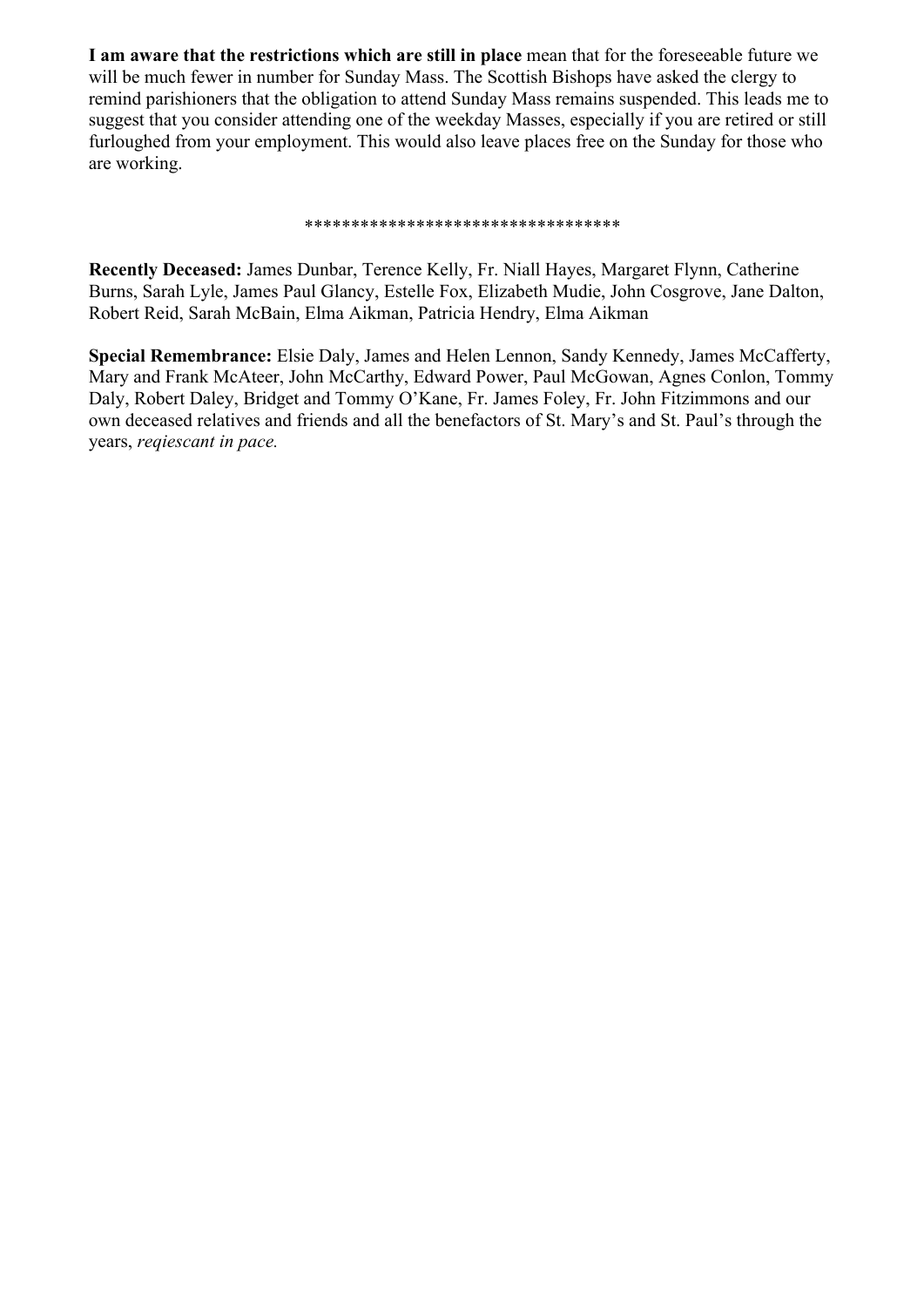**I am aware that the restrictions which are still in place** mean that for the foreseeable future we will be much fewer in number for Sunday Mass. The Scottish Bishops have asked the clergy to remind parishioners that the obligation to attend Sunday Mass remains suspended. This leads me to suggest that you consider attending one of the weekday Masses, especially if you are retired or still furloughed from your employment. This would also leave places free on the Sunday for those who are working.

**********************************

**Recently Deceased:** James Dunbar, Terence Kelly, Fr. Niall Hayes, Margaret Flynn, Catherine Burns, Sarah Lyle, James Paul Glancy, Estelle Fox, Elizabeth Mudie, John Cosgrove, Jane Dalton, Robert Reid, Sarah McBain, Elma Aikman, Patricia Hendry, Elma Aikman

**Special Remembrance:** Elsie Daly, James and Helen Lennon, Sandy Kennedy, James McCafferty, Mary and Frank McAteer, John McCarthy, Edward Power, Paul McGowan, Agnes Conlon, Tommy Daly, Robert Daley, Bridget and Tommy O'Kane, Fr. James Foley, Fr. John Fitzimmons and our own deceased relatives and friends and all the benefactors of St. Mary's and St. Paul's through the years, *reqiescant in pace.*